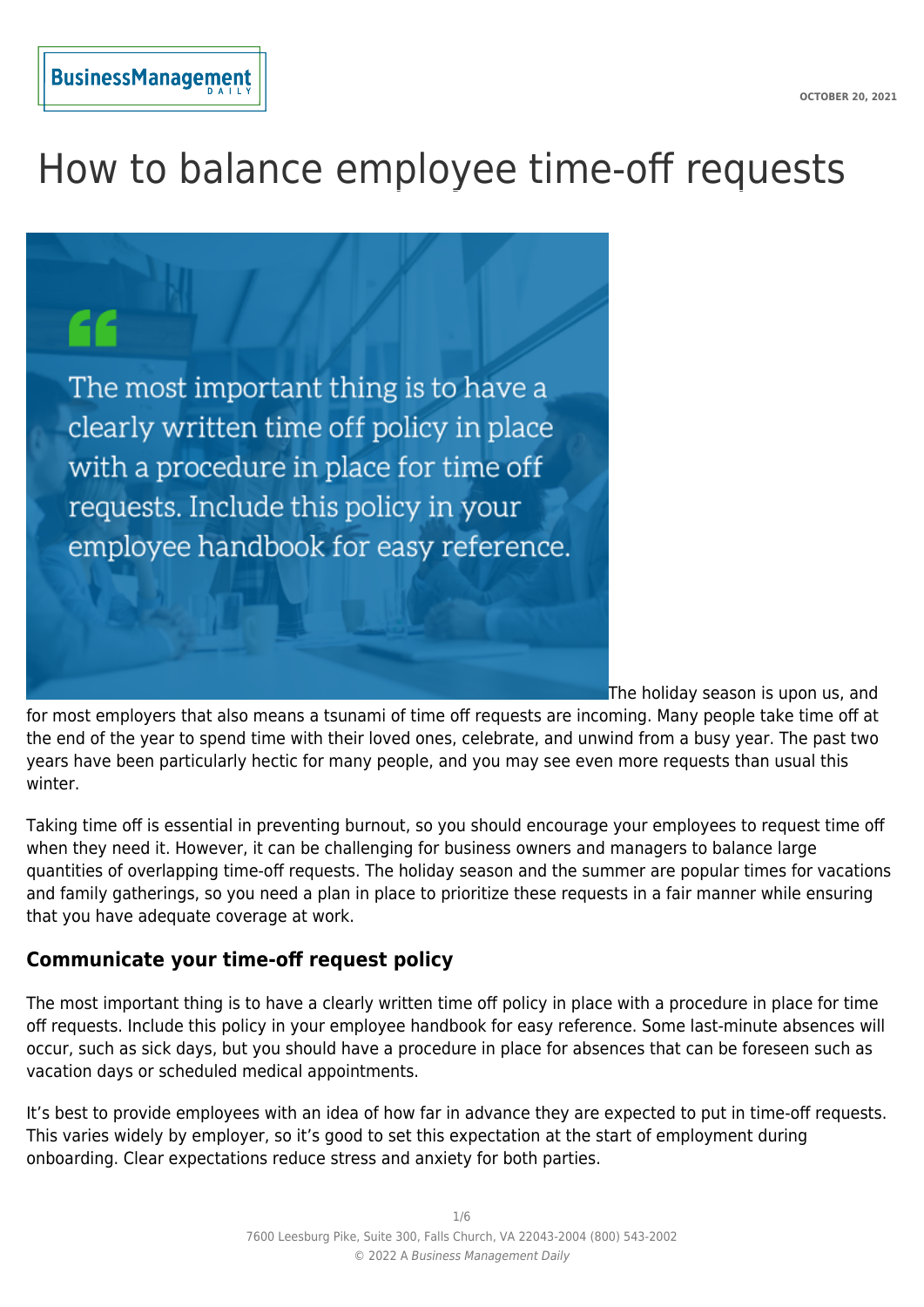# How to balance employee time-off requests

The holiday season is upon us, and for most employers that also means a tsunami of time off requests are incoming. Many people take time off at the end of the year to spend time with their loved ones, celebrate, and unwind from a busy year. The past two years have been particularly hectic for many people, and you may see even more requests than usual this winter.

Taking time off is essential in preventing burnout, so you should encourage your employees to request time off when they need it. However, it can be challenging for business owners and managers to balance large quantities of overlapping time-off requests. The holiday season and the summer are popular times for vacations and family gatherings, so you need a plan in place to prioritize these requests in a fair manner while ensuring that you have adequate coverage at work.

## Communicate your time-off request policy

The most important thing is to have a clearly written time off policy in place with a procedure in place for time off requests. Include this policy in your employee handbook for easy reference. Some last-minute absences will occur, such as sick days, but you should have a procedure in place for absences that can be foreseen such as vacation days or scheduled medical appointments.

It's best to provide employees with an idea of how far in advance they are expected to put in time-off requests. This varies widely by employer, so it's good to set this expectation at the start of employment during onboarding. Clear expectations reduce stress and anxiety for both parties.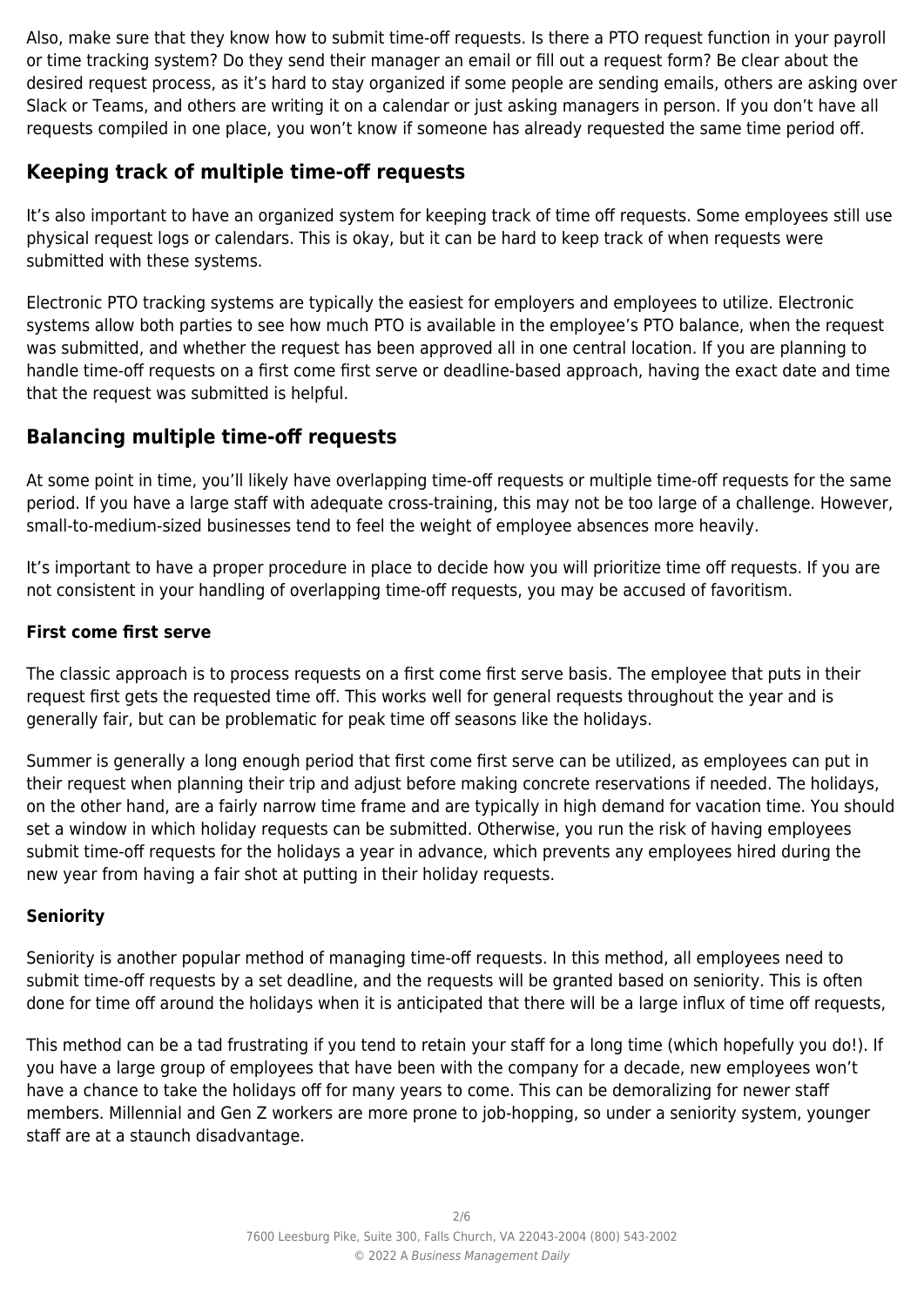Also, make sure that they know how to submit time-off requests. Is there a PTO request function in your payroll or time tracking system? Do they send their manager an email or fill out a request form? Be clear about the desired request process, as it's hard to stay organized if some people are sending emails, others are asking over Slack or Teams, and others are writing it on a calendar or just asking managers in person. If you don't have all requests compiled in one place, you won't know if someone has already requested the same time period off.

## Keeping track of multiple time-off requests

It's also important to have an organized system for keeping track of time off requests. Some employees still use physical request logs or calendars. This is okay, but it can be hard to keep track of when requests were submitted with these systems.

Electronic PTO tracking systems are typically the easiest for employers and employees to utilize. Electronic systems allow both parties to see how much PTO is available in the employee's PTO balance, when the request was submitted, and whether the request has been approved all in one central location. If you are planning to handle time-off requests on a first come first serve or deadline-based approach, having the exact date and time that the request was submitted is helpful.

## Balancing multiple time-off requests

At some point in time, you'll likely have overlapping time-off requests or multiple time-off requests for the same period. If you have a large staff with adequate cross-training, this may not be too large of a challenge. However, small-to-medium-sized businesses tend to feel the weight of employee absences more heavily.

It's important to have a proper procedure in place to decide how you will prioritize time off requests. If you are not consistent in your handling of overlapping time-off requests, you may be accused of favoritism.

### First come first serve

The classic approach is to process requests on a first come first serve basis. The employee that puts in their request first gets the requested time off. This works well for general requests throughout the year and is generally fair, but can be problematic for peak time off seasons like the holidays.

Summer is generally a long enough period that first come first serve can be utilized, as employees can put in their request when planning their trip and adjust before making concrete reservations if needed. The holidays, on the other hand, are a fairly narrow time frame and are typically in high demand for vacation time. You should set a window in which holiday requests can be submitted. Otherwise, you run the risk of having employees submit time-off requests for the holidays a year in advance, which prevents any employees hired during the new year from having a fair shot at putting in their holiday requests.

### Seniority

Seniority is another popular method of managing time-off requests. In this method, all employees need to submit time-off requests by a set deadline, and the requests will be granted based on seniority. This is often done for time off around the holidays when it is anticipated that there will be a large influx of time off requests,

This method can be a tad frustrating if you tend to retain your staff for a long time (which hopefully you do!). If you have a large group of employees that have been with the company for a decade, new employees won't have a chance to take the holidays off for many years to come. This can be demoralizing for newer staff members. Millennial and Gen Z workers are more prone to job-hopping, so under a seniority system, younger staff are at a staunch disadvantage.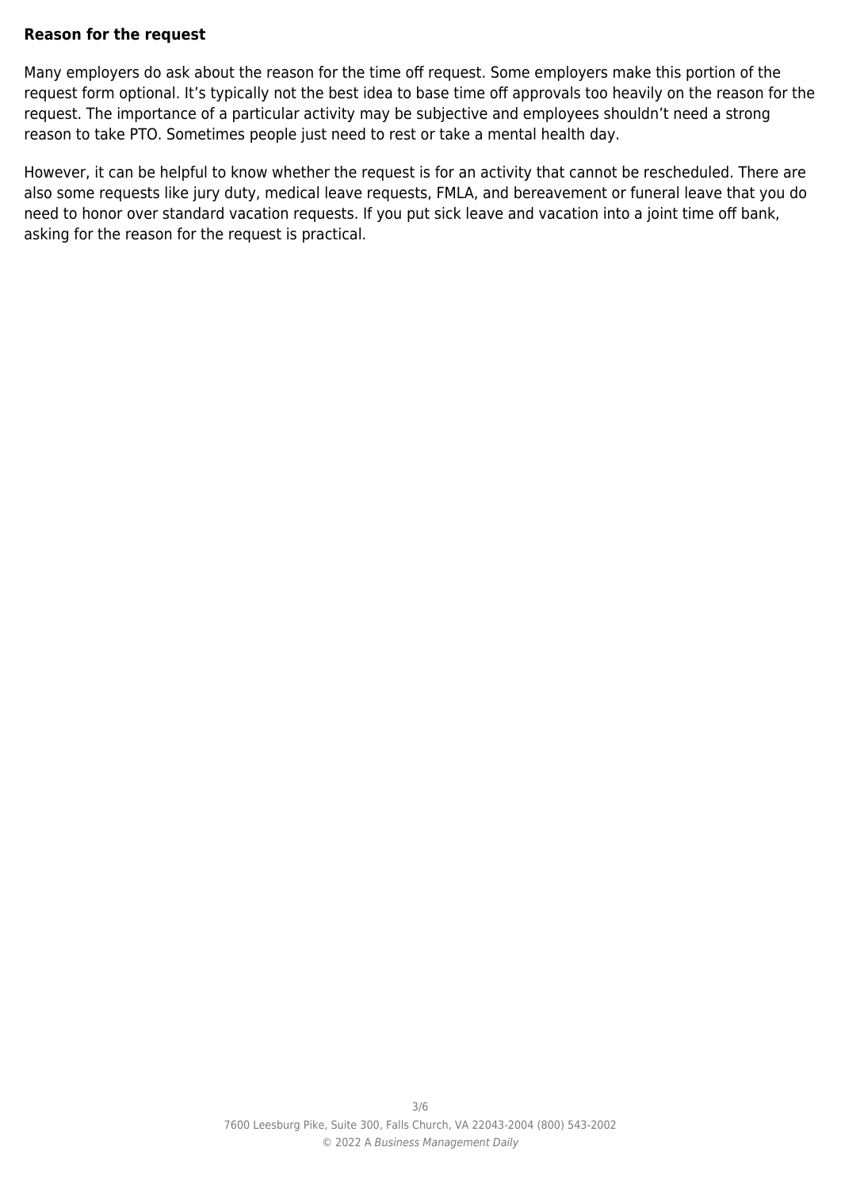**Reason for the request**

Many employers do ask about the reason for the time off request. Some employers make this portion of the request form optional. It's typically not the best idea to base time off approvals too heavily on the reason for the request. The importance of a particular activity may be subjective and employees shouldn't need a strong reason to take PTO. Sometimes people just need to rest or take a mental health day.

However, it can be helpful to know whether the request is for an activity that cannot be rescheduled. There are also some requests like jury duty, medical leave requests, FMLA, and bereavement or funeral leave that you do need to honor over standard vacation requests. If you put sick leave and vacation into a joint time off bank, asking for the reason for the request is practical.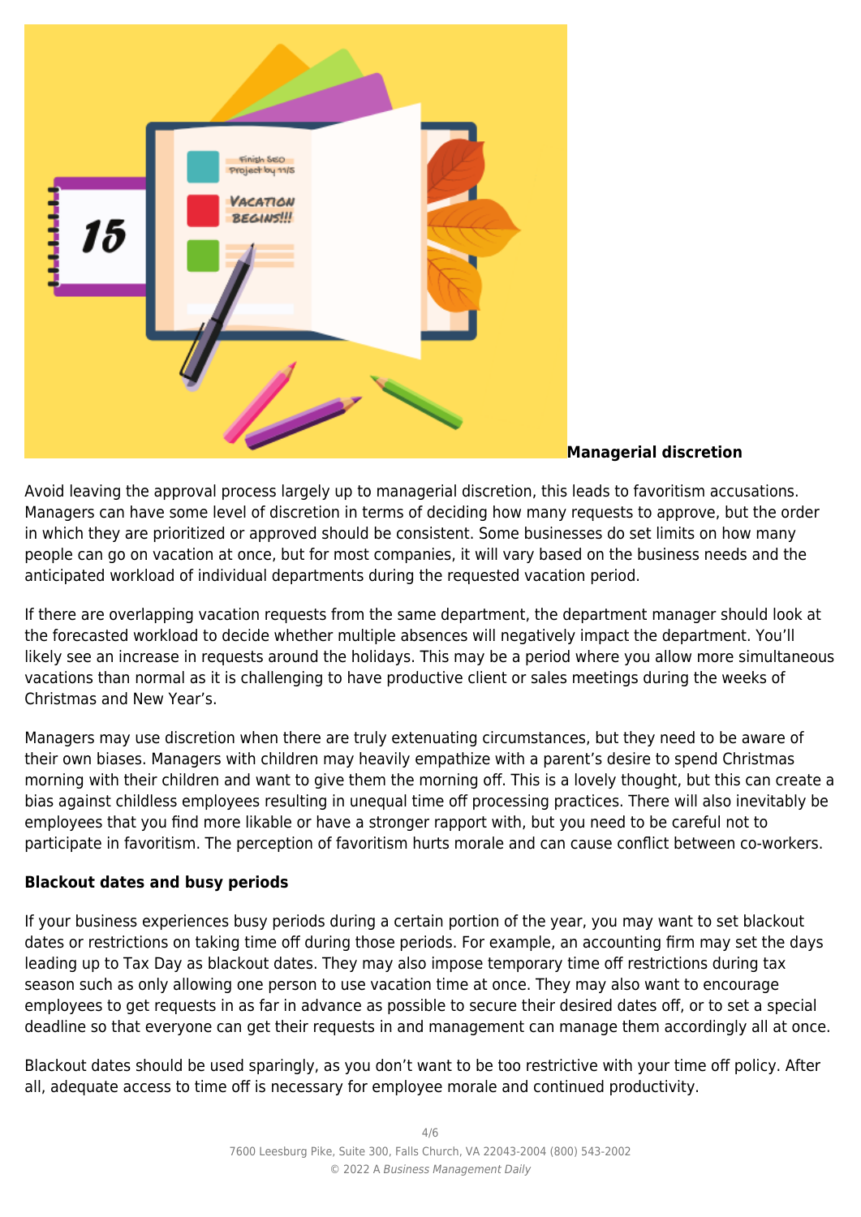**Managerial discretion**

Avoid leaving the approval process largely up to managerial discretion, this leads to favoritism accusations. Managers can have some level of discretion in terms of deciding how many requests to approve, but the order in which they are prioritized or approved should be consistent. Some businesses do set limits on how many people can go on vacation at once, but for most companies, it will vary based on the business needs and the anticipated workload of individual departments during the requested vacation period.

If there are overlapping vacation requests from the same department, the department manager should look at the forecasted workload to decide whether multiple absences will negatively impact the department. You'll likely see an increase in requests around the holidays. This may be a period where you allow more simultaneous vacations than normal as it is challenging to have productive client or sales meetings during the weeks of Christmas and New Year's.

Managers may use discretion when there are truly extenuating circumstances, but they need to be aware of their own biases. Managers with children may heavily empathize with a parent's desire to spend Christmas morning with their children and want to give them the morning off. This is a lovely thought, but this can create a bias against childless employees resulting in unequal time off processing practices. There will also inevitably be employees that you find more likable or have a stronger rapport with, but you need to be careful not to participate in favoritism. The perception of favoritism hurts morale and can cause conflict between co-workers.

**Blackout dates and busy periods**

If your business experiences busy periods during a certain portion of the year, you may want to set blackout dates or restrictions on taking time off during those periods. For example, an accounting firm may set the days leading up to Tax Day as blackout dates. They may also impose temporary time off restrictions during tax season such as only allowing one person to use vacation time at once. They may also want to encourage employees to get requests in as far in advance as possible to secure their desired dates off, or to set a special deadline so that everyone can get their requests in and management can manage them accordingly all at once.

Blackout dates should be used sparingly, as you don't want to be too restrictive with your time off policy. After all, adequate access to time off is necessary for employee morale and continued productivity.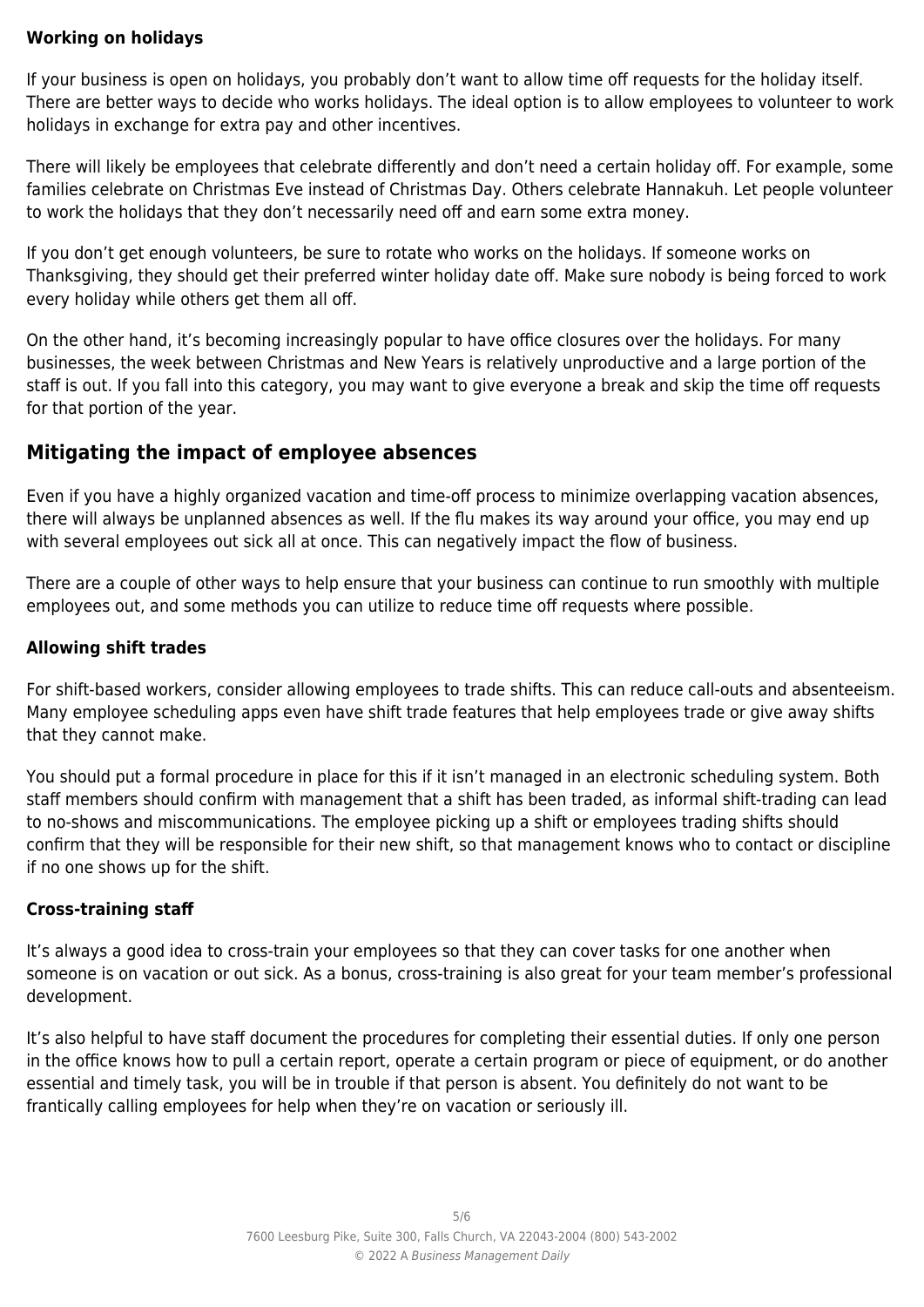### Working on holidays

If your business is open on holidays, you probably don't want to allow time off requests for the holiday itself. There are better ways to decide who works holidays. The ideal option is to allow employees to volunteer to work holidays in exchange for extra pay and other incentives.

There will likely be employees that celebrate differently and don't need a certain holiday off. For example, some families celebrate on Christmas Eve instead of Christmas Day. Others celebrate Hannakuh. Let people volunteer to work the holidays that they don't necessarily need off and earn some extra money.

If you don't get enough volunteers, be sure to rotate who works on the holidays. If someone works on Thanksgiving, they should get their preferred winter holiday date off. Make sure nobody is being forced to work every holiday while others get them all off.

On the other hand, it's becoming increasingly popular to have office closures over the holidays. For many businesses, the week between Christmas and New Years is relatively unproductive and a large portion of the staff is out. If you fall into this category, you may want to give everyone a break and skip the time off requests for that portion of the year.

## Mitigating the impact of employee absences

Even if you have a highly organized vacation and time-off process to minimize overlapping vacation absences, there will always be unplanned absences as well. If the flu makes its way around your office, you may end up with several employees out sick all at once. This can negatively impact the flow of business.

There are a couple of other ways to help ensure that your business can continue to run smoothly with multiple employees out, and some methods you can utilize to reduce time off requests where possible.

### Allowing shift trades

For shift-based workers, consider allowing employees to trade shifts. This can reduce call-outs and absenteeism. Many employee scheduling apps even have shift trade features that help employees trade or give away shifts that they cannot make.

You should put a formal procedure in place for this if it isn't managed in an electronic scheduling system. Both staff members should confirm with management that a shift has been traded, as informal shift-trading can lead to no-shows and miscommunications. The employee picking up a shift or employees trading shifts should confirm that they will be responsible for their new shift, so that management knows who to contact or discipline if no one shows up for the shift.

### Cross-training staff

It's always a good idea to cross-train your employees so that they can cover tasks for one another when someone is on vacation or out sick. As a bonus, cross-training is also great for your team member's professional development.

It's also helpful to have staff document the procedures for completing their essential duties. If only one person in the office knows how to pull a certain report, operate a certain program or piece of equipment, or do another essential and timely task, you will be in trouble if that person is absent. You definitely do not want to be frantically calling employees for help when they're on vacation or seriously ill.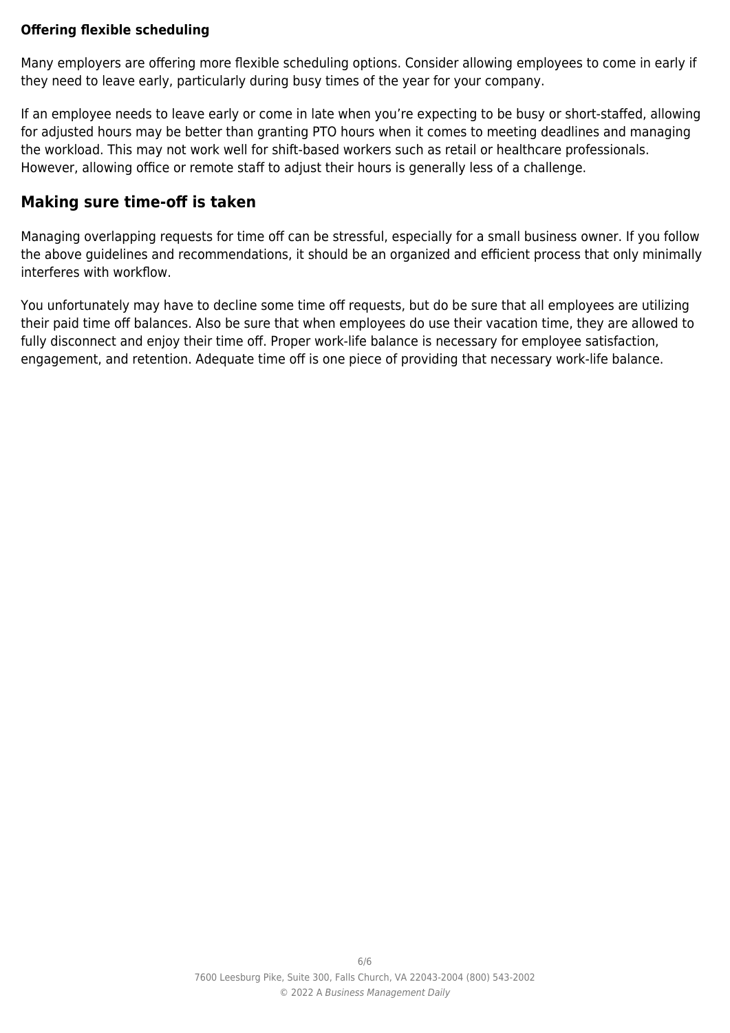**Offering flexible scheduling**

Many employers are offering more flexible scheduling options. Consider allowing employees to come in early if they need to leave early, particularly during busy times of the year for your company.

If an employee needs to leave early or come in late when you're expecting to be busy or short-staffed, allowing for adjusted hours may be better than granting PTO hours when it comes to meeting deadlines and managing the workload. This may not work well for shift-based workers such as retail or healthcare professionals. However, allowing office or remote staff to adjust their hours is generally less of a challenge.

## Making sure time-off is taken

Managing overlapping requests for time off can be stressful, especially for a small business owner. If you follow the above guidelines and recommendations, it should be an organized and efficient process that only minimally interferes with workflow.

You unfortunately may have to decline some time off requests, but do be sure that all employees are utilizing their paid time off balances. Also be sure that when employees do use their vacation time, they are allowed to fully disconnect and enjoy their time off. Proper work-life balance is necessary for employee satisfaction, engagement, and retention. Adequate time off is one piece of providing that necessary work-life balance.